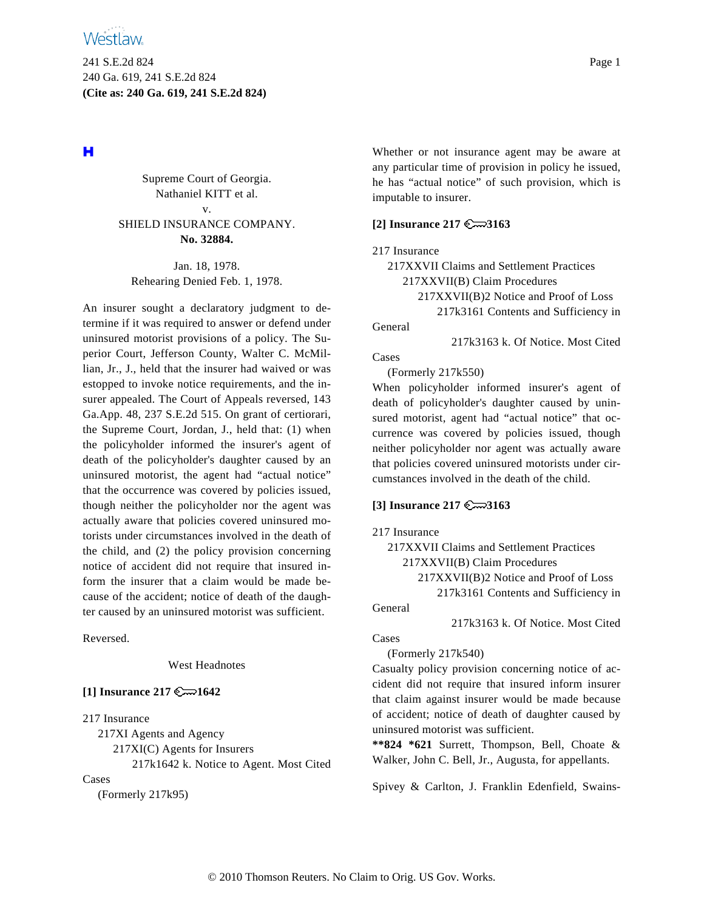**H**

Supreme Court of Georgia.
Nathaniel KITT et al.
v.
SHIELD INSURANCE COMPANY.
**No. 32884.**

Jan. 18, 1978.
Rehearing Denied Feb. 1, 1978.

An insurer sought a declaratory judgment to determine if it was required to answer or defend under uninsured motorist provisions of a policy. The Superior Court, Jefferson County, Walter C. McMillian, Jr., J., held that the insurer had waived or was estopped to invoke notice requirements, and the insurer appealed. The Court of Appeals reversed, 143 Ga.App. 48, 237 S.E.2d 515. On grant of certiorari, the Supreme Court, Jordan, J., held that: (1) when the policyholder informed the insurer's agent of death of the policyholder's daughter caused by an uninsured motorist, the agent had "actual notice" that the occurrence was covered by policies issued, though neither the policyholder nor the agent was actually aware that policies covered uninsured motorists under circumstances involved in the death of the child, and (2) the policy provision concerning notice of accident did not require that insured inform the insurer that a claim would be made because of the accident; notice of death of the daughter caused by an uninsured motorist was sufficient.

Reversed.

West Headnotes

**[1] Insurance 217 ⚷1642**

217 Insurance
217XI Agents and Agency
217XI(C) Agents for Insurers
217k1642 k. Notice to Agent. Most Cited Cases
(Formerly 217k95)

Whether or not insurance agent may be aware at any particular time of provision in policy he issued, he has "actual notice" of such provision, which is imputable to insurer.

**[2] Insurance 217 ⚷3163**

217 Insurance
217XXVII Claims and Settlement Practices
217XXVII(B) Claim Procedures
217XXVII(B)2 Notice and Proof of Loss
217k3161 Contents and Sufficiency in General
217k3163 k. Of Notice. Most Cited Cases
(Formerly 217k550)

When policyholder informed insurer's agent of death of policyholder's daughter caused by uninsured motorist, agent had "actual notice" that occurrence was covered by policies issued, though neither policyholder nor agent was actually aware that policies covered uninsured motorists under circumstances involved in the death of the child.

**[3] Insurance 217 ⚷3163**

217 Insurance
217XXVII Claims and Settlement Practices
217XXVII(B) Claim Procedures
217XXVII(B)2 Notice and Proof of Loss
217k3161 Contents and Sufficiency in General
217k3163 k. Of Notice. Most Cited Cases
(Formerly 217k540)

Casualty policy provision concerning notice of accident did not require that insured inform insurer that claim against insurer would be made because of accident; notice of death of daughter caused by uninsured motorist was sufficient.

**\*\*824 \*621** Surrett, Thompson, Bell, Choate & Walker, John C. Bell, Jr., Augusta, for appellants.

Spivey & Carlton, J. Franklin Edenfield, Swains-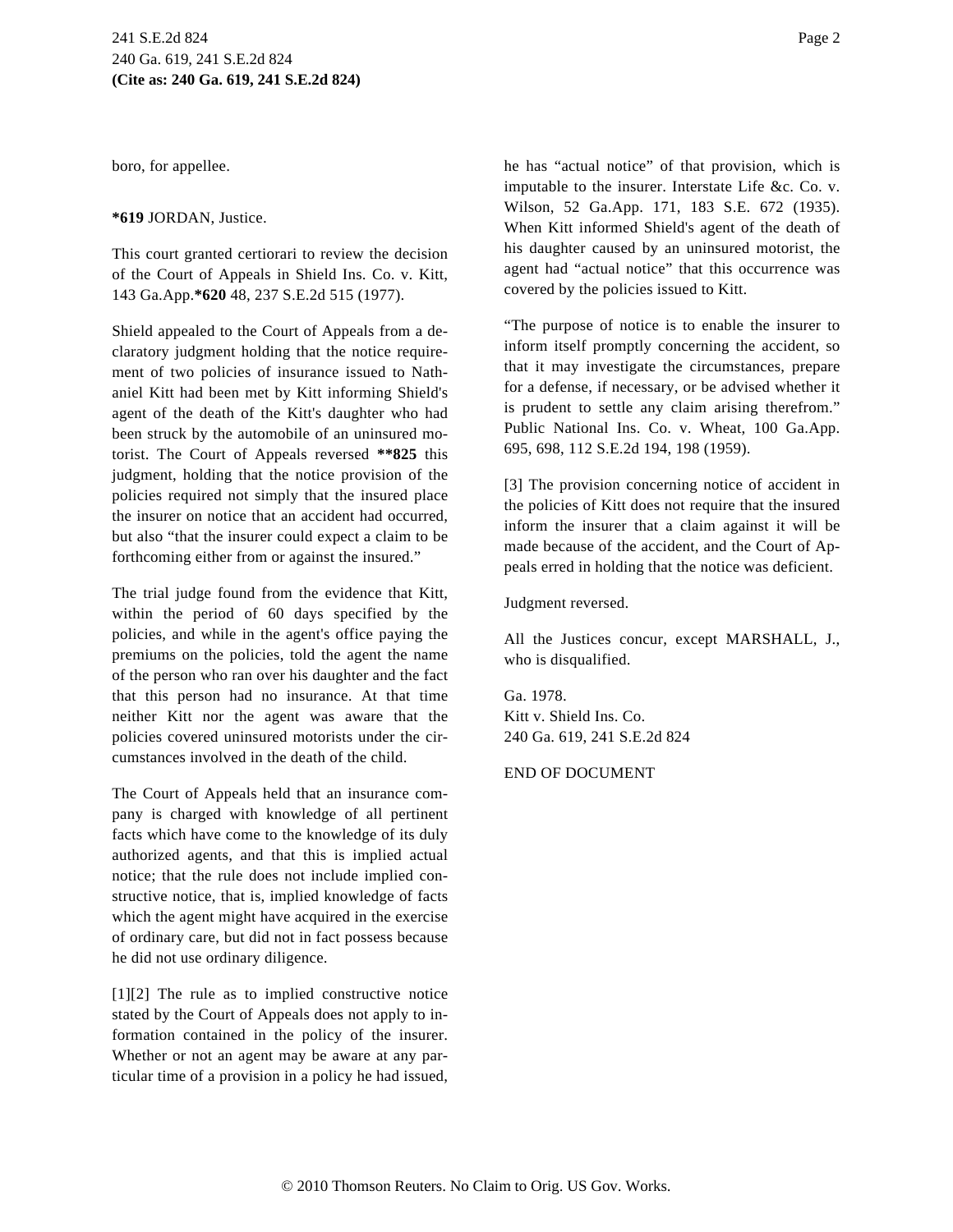boro, for appellee.

**\*619** JORDAN, Justice.

This court granted certiorari to review the decision of the Court of Appeals in Shield Ins. Co. v. Kitt, 143 Ga.App.**\*620** 48, 237 S.E.2d 515 (1977).

Shield appealed to the Court of Appeals from a declaratory judgment holding that the notice requirement of two policies of insurance issued to Nathaniel Kitt had been met by Kitt informing Shield's agent of the death of the Kitt's daughter who had been struck by the automobile of an uninsured motorist. The Court of Appeals reversed **\*\*825** this judgment, holding that the notice provision of the policies required not simply that the insured place the insurer on notice that an accident had occurred, but also "that the insurer could expect a claim to be forthcoming either from or against the insured."

The trial judge found from the evidence that Kitt, within the period of 60 days specified by the policies, and while in the agent's office paying the premiums on the policies, told the agent the name of the person who ran over his daughter and the fact that this person had no insurance. At that time neither Kitt nor the agent was aware that the policies covered uninsured motorists under the circumstances involved in the death of the child.

The Court of Appeals held that an insurance company is charged with knowledge of all pertinent facts which have come to the knowledge of its duly authorized agents, and that this is implied actual notice; that the rule does not include implied constructive notice, that is, implied knowledge of facts which the agent might have acquired in the exercise of ordinary care, but did not in fact possess because he did not use ordinary diligence.

[1][2] The rule as to implied constructive notice stated by the Court of Appeals does not apply to information contained in the policy of the insurer. Whether or not an agent may be aware at any particular time of a provision in a policy he had issued, he has "actual notice" of that provision, which is imputable to the insurer. Interstate Life &c. Co. v. Wilson, 52 Ga.App. 171, 183 S.E. 672 (1935). When Kitt informed Shield's agent of the death of his daughter caused by an uninsured motorist, the agent had "actual notice" that this occurrence was covered by the policies issued to Kitt.

"The purpose of notice is to enable the insurer to inform itself promptly concerning the accident, so that it may investigate the circumstances, prepare for a defense, if necessary, or be advised whether it is prudent to settle any claim arising therefrom." Public National Ins. Co. v. Wheat, 100 Ga.App. 695, 698, 112 S.E.2d 194, 198 (1959).

[3] The provision concerning notice of accident in the policies of Kitt does not require that the insured inform the insurer that a claim against it will be made because of the accident, and the Court of Appeals erred in holding that the notice was deficient.

Judgment reversed.

All the Justices concur, except MARSHALL, J., who is disqualified.

Ga. 1978.
Kitt v. Shield Ins. Co.
240 Ga. 619, 241 S.E.2d 824

END OF DOCUMENT